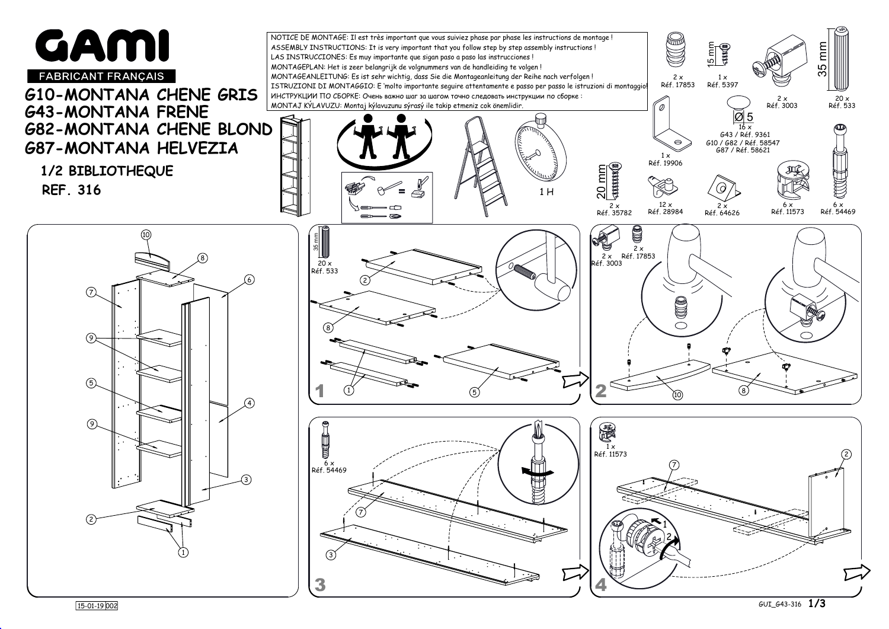# GAMI

FABRICANT FRANÇAIS

## G10-MONTANA CHENE GRIS
## G43-MONTANA FRENE
## G82-MONTANA CHENE BLOND
## G87-MONTANA HELVEZIA

### 1/2 BIBLIOTHEQUE
### REF. 316

NOTICE DE MONTAGE: Il est très important que vous suiviez phase par phase les instructions de montage !
ASSEMBLY INSTRUCTIONS: It is very important that you follow step by step assembly instructions !
LAS INSTRUCCIONES: Es muy importante que sigan paso a paso las instrucciones !
MONTAGEPLAN: Het is zeer belangrijk de volgnummers van de handleiding te volgen !
MONTAGEANLEITUNG: Es ist sehr wichtig, dass Sie die Montageanleitung der Reihe nach verfolgen !
ISTRUZIONI DI MONTAGGIO: E 'molto importante seguire attentamente e passo per passo le istruzioni di montaggio!
ИНСТРУКЦИИ ПО СБОРКЕ: Очень важно шаг за шагом точно следовать инструкции по сборке :
MONTAJ KÝLAVUZU: Montaj kýlavuzunu sýrasý ile takip etmeniz cok önemlidir.

1 H

- 2 x Réf. 17853
- 1 x Réf. 5397 (15 mm)
- 2 x Réf. 3003
- 20 x Réf. 533 (35 mm)
- 1 x Réf. 19906
- 16 x Ø 5 — G43 / Réf. 9361; G10 / G82 / Réf. 58547; G87 / Réf. 58621
- 2 x Réf. 35782 (20 mm)
- 12 x Réf. 28984
- 2 x Réf. 64626
- 6 x Réf. 11573
- 6 x Réf. 54469

**1** — 20 x Réf. 533 (35 mm)

**2** — 2 x Réf. 3003; 2 x Réf. 17853

**3** — 6 x Réf. 54469

**4** — 1 x Réf. 11573

15-01-19 002

GUI_G43-316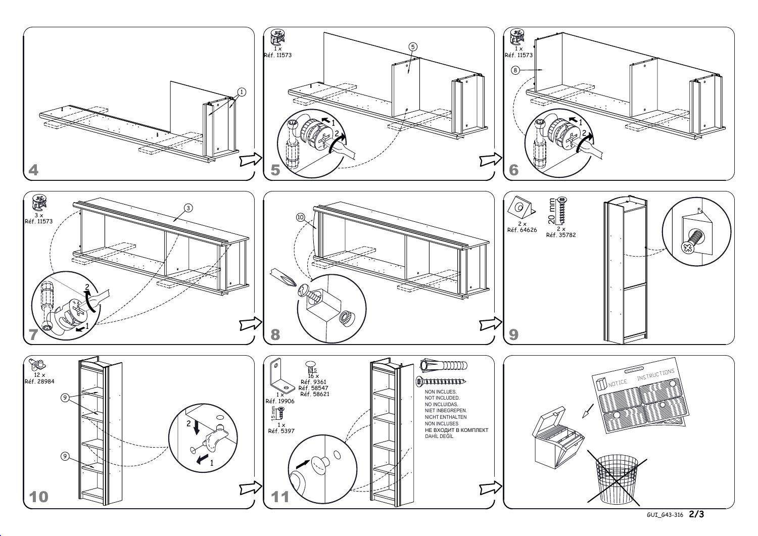4

①

5

1 x
Réf. 11573

⑤

6

1 x
Réf. 11573

⑧

7

3 x
Réf. 11573

③

8

⑩

9

2 x
Réf. 64626

20 mm

2 x
Réf. 35782

10

12 x
Réf. 28984

⑨

11

1 x
Réf. 19906

15 mm

1 x
Réf. 5397

Ø5

16 x
Réf. 9361
Réf. 58547
Réf. 58621

NON INCLUES.
NOT INCLUDED.
NO INCLUIDAS.
NIET INBEGREPEN.
NICHT ENTHALTEN
NON INCLUSE
НЕ ВХОДИТ В КОМПЛЕКТ
DAHİL DEĞİL

NOTICE INSTRUCTIONS

GUI_G43-316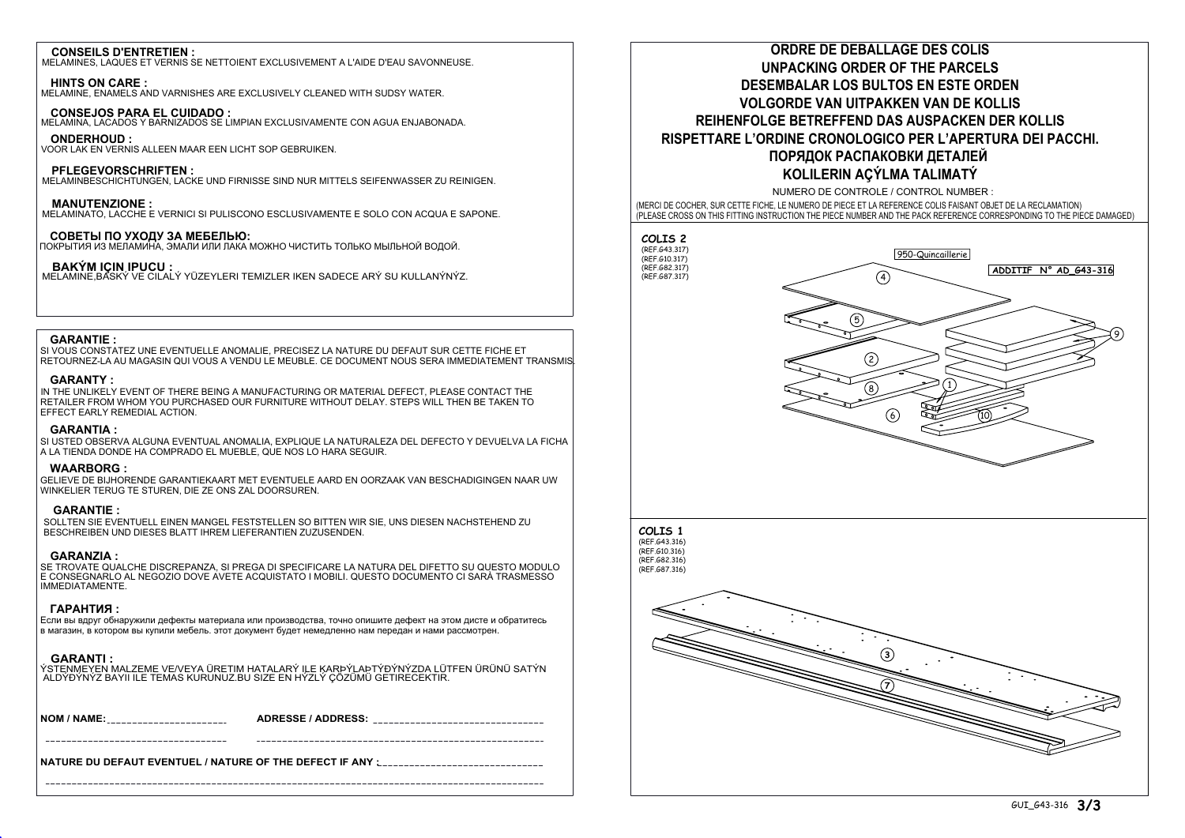## CONSEILS D'ENTRETIEN :

MELAMINES, LAQUES ET VERNIS SE NETTOIENT EXCLUSIVEMENT A L'AIDE D'EAU SAVONNEUSE.

## HINTS ON CARE :

MELAMINE, ENAMELS AND VARNISHES ARE EXCLUSIVELY CLEANED WITH SUDSY WATER.

## CONSEJOS PARA EL CUIDADO :

MELAMINA, LACADOS Y BARNIZADOS SE LIMPIAN EXCLUSIVAMENTE CON AGUA ENJABONADA.

## ONDERHOUD :

VOOR LAK EN VERNIS ALLEEN MAAR EEN LICHT SOP GEBRUIKEN.

## PFLEGEVORSCHRIFTEN :

MELAMINBESCHICHTUNGEN, LACKE UND FIRNISSE SIND NUR MITTELS SEIFENWASSER ZU REINIGEN.

## MANUTENZIONE :

MELAMINATO, LACCHE E VERNICI SI PULISCONO ESCLUSIVAMENTE E SOLO CON ACQUA E SAPONE.

## СОВЕТЫ ПО УХОДУ ЗА МЕБЕЛЬЮ:

ПОКРЫТИЯ ИЗ МЕЛАМИНА, ЭМАЛИ ИЛИ ЛАКА МОЖНО ЧИСТИТЬ ТОЛЬКО МЫЛЬНОЙ ВОДОЙ.

## BAKÝM IÇIN IPUCU :

MELAMINE,BASKÝ VE CILALÝ YÜZEYLERI TEMIZLER IKEN SADECE ARÝ SU KULLANÝNÝZ.

## GARANTIE :

SI VOUS CONSTATEZ UNE EVENTUELLE ANOMALIE, PRECISEZ LA NATURE DU DEFAUT SUR CETTE FICHE ET RETOURNEZ-LA AU MAGASIN QUI VOUS A VENDU LE MEUBLE. CE DOCUMENT NOUS SERA IMMEDIATEMENT TRANSMIS.

## GARANTY :

IN THE UNLIKELY EVENT OF THERE BEING A MANUFACTURING OR MATERIAL DEFECT, PLEASE CONTACT THE RETAILER FROM WHOM YOU PURCHASED OUR FURNITURE WITHOUT DELAY. STEPS WILL THEN BE TAKEN TO EFFECT EARLY REMEDIAL ACTION.

## GARANTIA :

SI USTED OBSERVA ALGUNA EVENTUAL ANOMALIA, EXPLIQUE LA NATURALEZA DEL DEFECTO Y DEVUELVA LA FICHA A LA TIENDA DONDE HA COMPRADO EL MUEBLE, QUE NOS LO HARA SEGUIR.

## WAARBORG :

GELIEVE DE BIJHORENDE GARANTIEKAART MET EVENTUELE AARD EN OORZAAK VAN BESCHADIGINGEN NAAR UW WINKELIER TERUG TE STUREN, DIE ZE ONS ZAL DOORSUREN.

## GARANTIE :

SOLLTEN SIE EVENTUELL EINEN MANGEL FESTSTELLEN SO BITTEN WIR SIE, UNS DIESEN NACHSTEHEND ZU BESCHREIBEN UND DIESES BLATT IHREM LIEFERANTIEN ZUZUSENDEN.

## GARANZIA :

SE TROVATE QUALCHE DISCREPANZA, SI PREGA DI SPECIFICARE LA NATURA DEL DIFETTO SU QUESTO MODULO E CONSEGNARLO AL NEGOZIO DOVE AVETE ACQUISTATO I MOBILI. QUESTO DOCUMENTO CI SARÀ TRASMESSO IMMEDIATAMENTE.

## ГАРАНТИЯ :

Если вы вдруг обнаружили дефекты материала или производства, точно опишите дефект на этом дисте и обратитесь в магазин, в котором вы купили мебель. этот документ будет немедленно нам передан и нами рассмотрен.

## GARANTI :

ÝSTENMEYEN MALZEME VE/VEYA ÜRETIM HATALARÝ ILE KARÞÝLAÞTÝÐÝNÝZDA LÜTFEN ÜRÜNÜ SATÝN ALDÝÐÝNÝZ BAYII ILE TEMAS KURUNUZ.BU SIZE EN HÝZLÝ ÇÖZÜMÜ GETIRECEKTIR.

**NOM / NAME:** ______________________ **ADRESSE / ADDRESS:** ______________________________

**NATURE DU DEFAUT EVENTUEL / NATURE OF THE DEFECT IF ANY :** ______________________________

# ORDRE DE DEBALLAGE DES COLIS
# UNPACKING ORDER OF THE PARCELS
# DESEMBALAR LOS BULTOS EN ESTE ORDEN
# VOLGORDE VAN UITPAKKEN VAN DE KOLLIS
# REIHENFOLGE BETREFFEND DAS AUSPACKEN DER KOLLIS
# RISPETTARE L'ORDINE CRONOLOGICO PER L'APERTURA DEI PACCHI.
# ПОРЯДОК РАСПАКОВКИ ДЕТАЛЕЙ
# KOLILERIN AÇÝLMA TALIMATÝ

NUMERO DE CONTROLE / CONTROL NUMBER :

(MERCI DE COCHER, SUR CETTE FICHE, LE NUMERO DE PIECE ET LA REFERENCE COLIS FAISANT OBJET DE LA RECLAMATION)
(PLEASE CROSS ON THIS FITTING INSTRUCTION THE PIECE NUMBER AND THE PACK REFERENCE CORRESPONDING TO THE PIECE DAMAGED)

***COLIS 2***
(REF.G43.317)
(REF.G10.317)
(REF.G82.317)
(REF.G87.317)

950-Quincaillerie

**ADDITIF N° AD_G43-316**

4
5
9
2
1
8
10
6

***COLIS 1***
(REF.G43.316)
(REF.G10.316)
(REF.G82.316)
(REF.G87.316)

3
7

GUI_G43-316